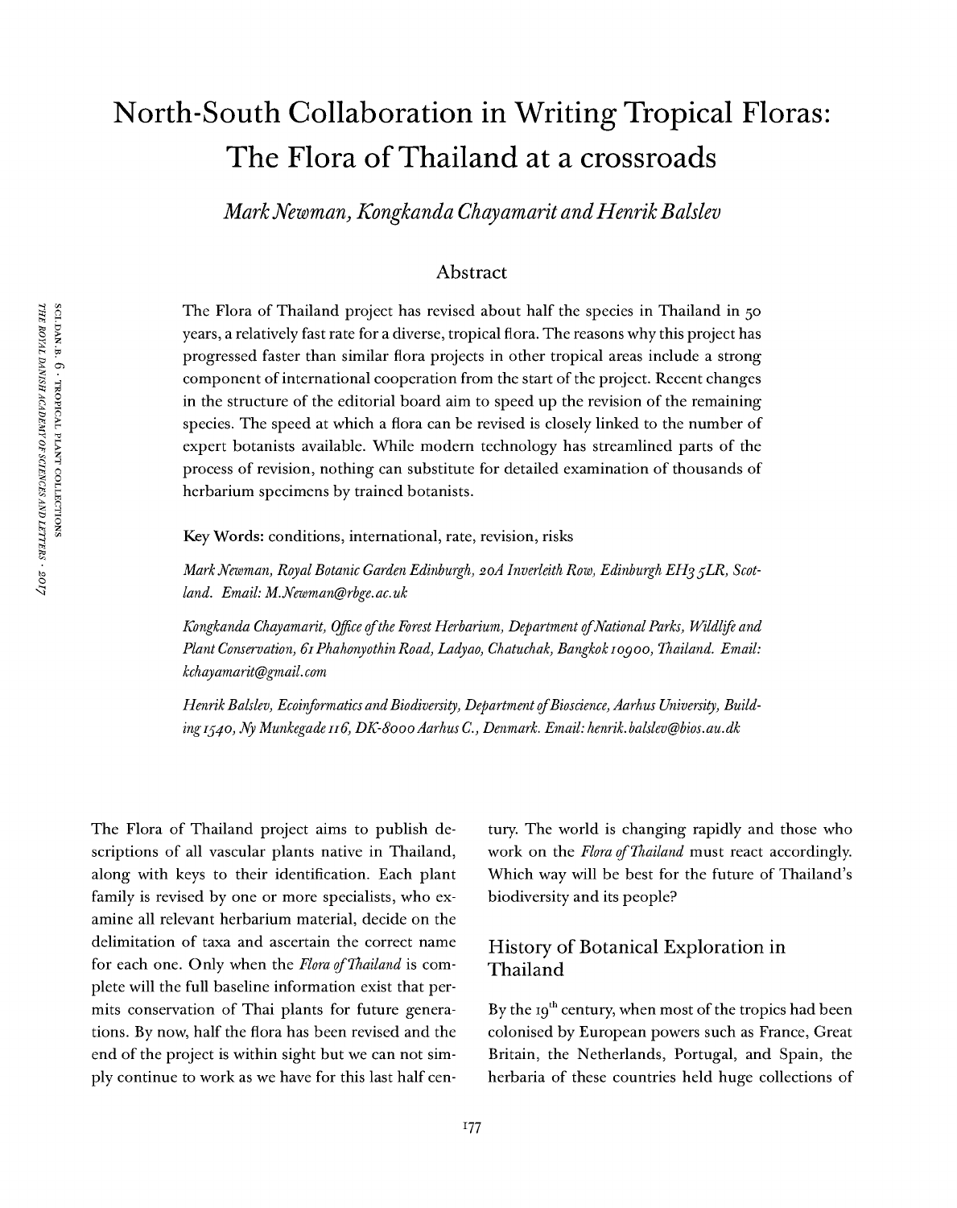# North-South Collaboration in Writing Tropical Floras: The Flora of Thailand at a crossroads

*Mark Newman, Kongkanda Chayamarit and Henrik Balslev*

## Abstract

The Flora of Thailand project has revised about half the species in Thailand in 50 years, a relatively fast rate for a diverse, tropical flora. The reasons why this project has progressed faster than similar flora projects in other tropical areas include a strong component of international cooperation from the start of the project. Recent changes in the structure of the editorial board aim to speed up the revision of the remaining species. The speed at which a flora can be revised is closely linked to the number of expert botanists available. While modern technology has streamlined parts of the process of revision, nothing can substitute for detailed examination of thousands of herbarium specimens by trained botanists.

**Key Words:** conditions, international, rate, revision, risks

*Mark Newman, Royal Botanic Garden Edinburgh, 20A Inverleith Row, Edinburgh EH3 5LR, Scotland. Email: M.Newman@rbge.ac.uk*

*Kongkanda Chayamarit, Office of the Forest Herbarium, Department of National Parks, Wildlife and Plant Conservation, 61 Phahonyothin Road, Ladyao, Chatuchak, Bangkok 10900, Thailand. Email: kchayamarit@gmail.com*

*Henrik Balslev, Ecoinformatics and Biodiversity, Department of Bioscience, Aarhus University, Building 1540, Ny Munkegade 116, DK-8000 Aarhus C., Denmark. Email: henrik.balslev@bios.au.dk*

The Flora of Thailand project aims to publish descriptions of all vascular plants native in Thailand, along with keys to their identification. Each plant family is revised by one or more specialists, who examine all relevant herbarium material, decide on the delimitation of taxa and ascertain the correct name for each one. Only when the *Flora of Thailand* is complete will the full baseline information exist that permits conservation of Thai plants for future generations. By now, half the flora has been revised and the end of the project is within sight but we can not simply continue to work as we have for this last half century. The world is changing rapidly and those who work on the *Flora of Thailand* must react accordingly. Which way will be best for the future of Thailand's biodiversity and its people?

## History of Botanical Exploration in Thailand

By the 19th century, when most of the tropics had been colonised by European powers such as France, Great Britain, the Netherlands, Portugal, and Spain, the herbaria of these countries held huge collections of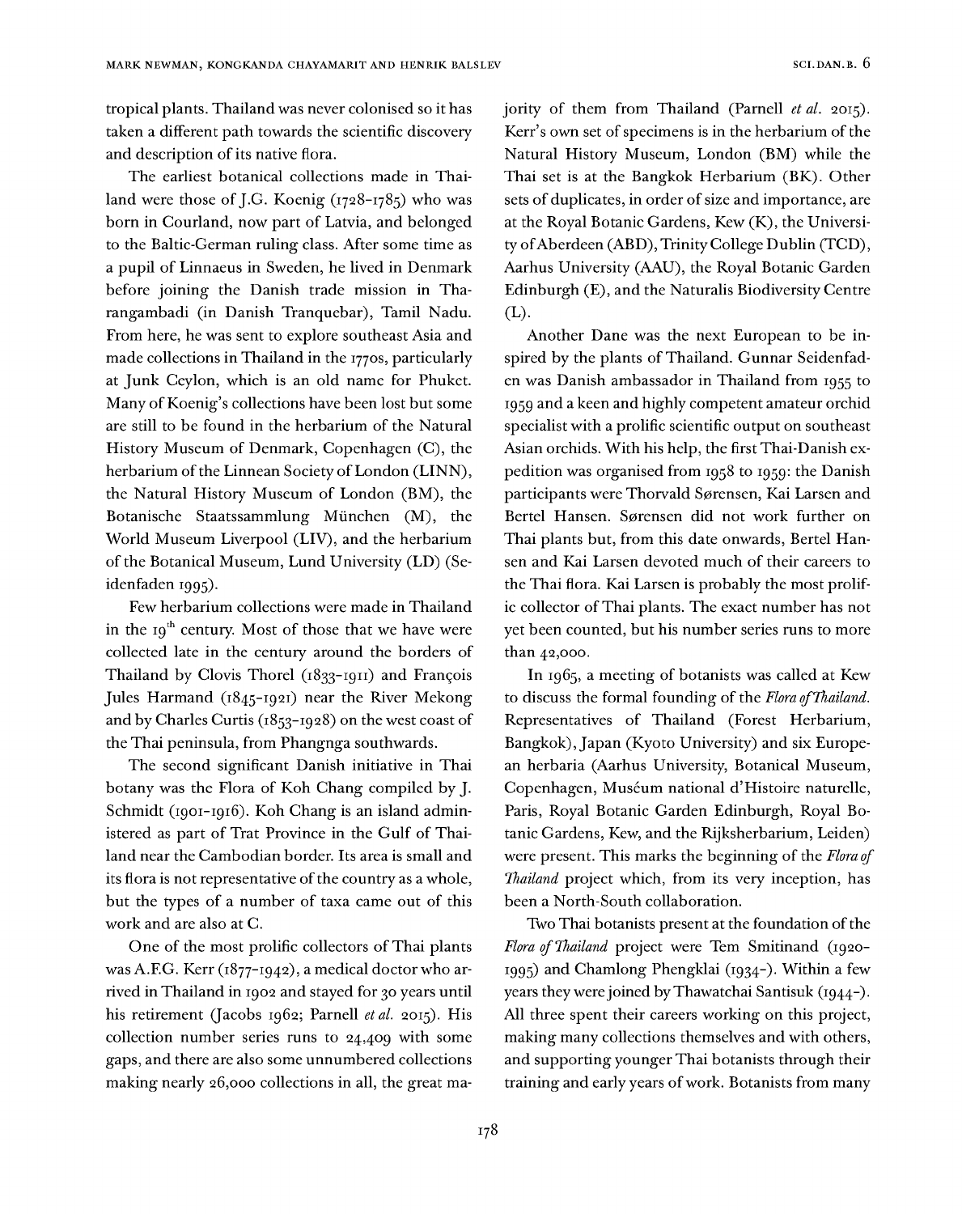tropical plants. Thailand was never colonised so it has taken a different path towards the scientific discovery and description of its native flora.

The earliest botanical collections made in Thailand were those of J.G. Koenig (1728–1785) who was born in Courland, now part of Latvia, and belonged to the Baltic-German ruling class. After some time as a pupil of Linnaeus in Sweden, he lived in Denmark before joining the Danish trade mission in Tharangambadi (in Danish Tranquebar), Tamil Nadu. From here, he was sent to explore southeast Asia and made collections in Thailand in the 1770s, particularly at Junk Ceylon, which is an old name for Phuket. Many of Koenig's collections have been lost but some are still to be found in the herbarium of the Natural History Museum of Denmark, Copenhagen (C), the herbarium of the Linnean Society of London (LINN), the Natural History Museum of London (BM), the Botanische Staatssammlung München (M), the World Museum Liverpool (LIV), and the herbarium of the Botanical Museum, Lund University (LD) (Seidenfaden 1995).

Few herbarium collections were made in Thailand in the 19th century. Most of those that we have were collected late in the century around the borders of Thailand by Clovis Thorel (1833–1911) and François Jules Harmand (1845–1921) near the River Mekong and by Charles Curtis (1853–1928) on the west coast of the Thai peninsula, from Phangnga southwards.

The second significant Danish initiative in Thai botany was the Flora of Koh Chang compiled by J. Schmidt (1901–1916). Koh Chang is an island administered as part of Trat Province in the Gulf of Thailand near the Cambodian border. Its area is small and its flora is not representative of the country as a whole, but the types of a number of taxa came out of this work and are also at C.

One of the most prolific collectors of Thai plants was A.F.G. Kerr (1877–1942), a medical doctor who arrived in Thailand in 1902 and stayed for 30 years until his retirement (Jacobs 1962; Parnell *et al.* 2015). His collection number series runs to 24,409 with some gaps, and there are also some unnumbered collections making nearly 26,000 collections in all, the great majority of them from Thailand (Parnell *et al.* 2015). Kerr's own set of specimens is in the herbarium of the Natural History Museum, London (BM) while the Thai set is at the Bangkok Herbarium (BK). Other sets of duplicates, in order of size and importance, are at the Royal Botanic Gardens, Kew (K), the University of Aberdeen (ABD), Trinity College Dublin (TCD), Aarhus University (AAU), the Royal Botanic Garden Edinburgh (E), and the Naturalis Biodiversity Centre (L).

Another Dane was the next European to be inspired by the plants of Thailand. Gunnar Seidenfaden was Danish ambassador in Thailand from 1955 to 1959 and a keen and highly competent amateur orchid specialist with a prolific scientific output on southeast Asian orchids. With his help, the first Thai-Danish expedition was organised from 1958 to 1959: the Danish participants were Thorvald Sørensen, Kai Larsen and Bertel Hansen. Sørensen did not work further on Thai plants but, from this date onwards, Bertel Hansen and Kai Larsen devoted much of their careers to the Thai flora. Kai Larsen is probably the most prolific collector of Thai plants. The exact number has not yet been counted, but his number series runs to more than 42,000.

In 1965, a meeting of botanists was called at Kew to discuss the formal founding of the *Flora of Thailand*. Representatives of Thailand (Forest Herbarium, Bangkok), Japan (Kyoto University) and six European herbaria (Aarhus University, Botanical Museum, Copenhagen, Muséum national d'Histoire naturelle, Paris, Royal Botanic Garden Edinburgh, Royal Botanic Gardens, Kew, and the Rijksherbarium, Leiden) were present. This marks the beginning of the *Flora of Thailand* project which, from its very inception, has been a North-South collaboration.

Two Thai botanists present at the foundation of the *Flora of Thailand* project were Tem Smitinand (1920–1995) and Chamlong Phengklai (1934–). Within a few years they were joined by Thawatchai Santisuk (1944–). All three spent their careers working on this project, making many collections themselves and with others, and supporting younger Thai botanists through their training and early years of work. Botanists from many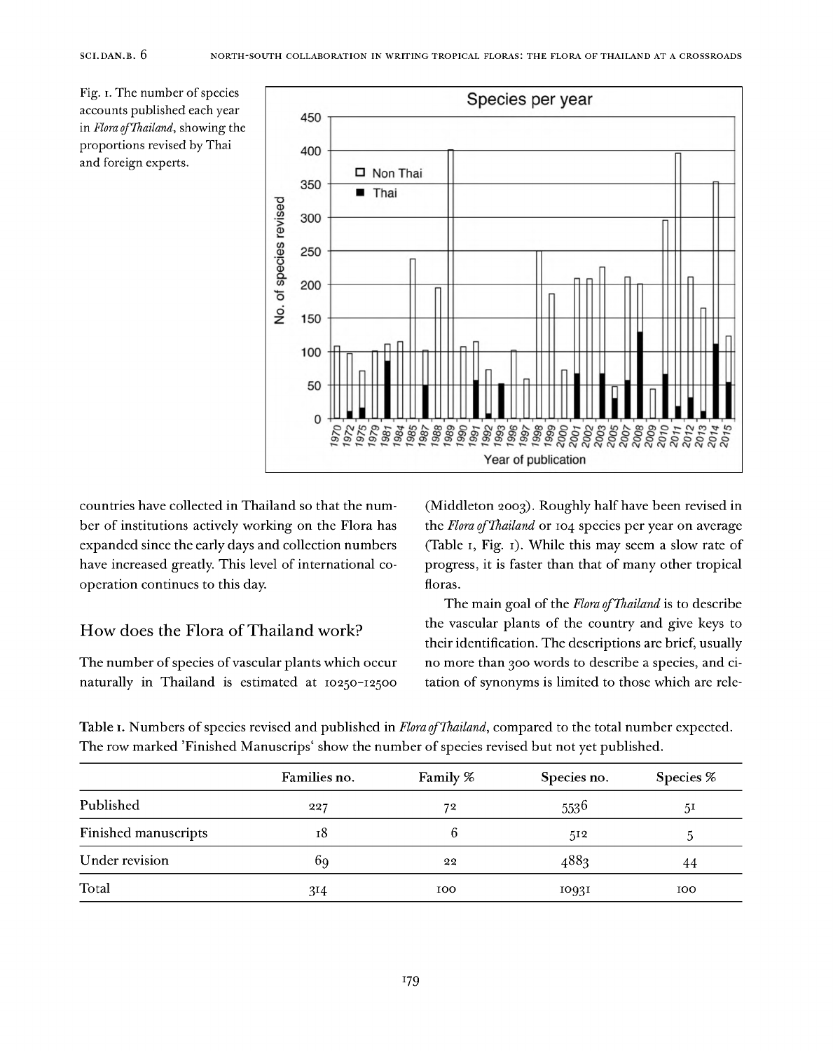Fig. 1. The number of species accounts published each year in *Flora of Thailand*, showing the proportions revised by Thai and foreign experts.

countries have collected in Thailand so that the number of institutions actively working on the Flora has expanded since the early days and collection numbers have increased greatly. This level of international cooperation continues to this day.

## How does the Flora of Thailand work?

The number of species of vascular plants which occur naturally in Thailand is estimated at 10250–12500 (Middleton 2003). Roughly half have been revised in the *Flora of Thailand* or 104 species per year on average (Table 1, Fig. 1). While this may seem a slow rate of progress, it is faster than that of many other tropical floras.

The main goal of the *Flora of Thailand* is to describe the vascular plants of the country and give keys to their identification. The descriptions are brief, usually no more than 300 words to describe a species, and citation of synonyms is limited to those which are rele-

**Table 1.** Numbers of species revised and published in *Flora of Thailand*, compared to the total number expected. The row marked 'Finished Manuscrips' show the number of species revised but not yet published.

| | Families no. | Family % | Species no. | Species % |
|---|---|---|---|---|
| Published | 227 | 72 | 5536 | 51 |
| Finished manuscripts | 18 | 6 | 512 | 5 |
| Under revision | 69 | 22 | 4883 | 44 |
| Total | 314 | 100 | 10931 | 100 |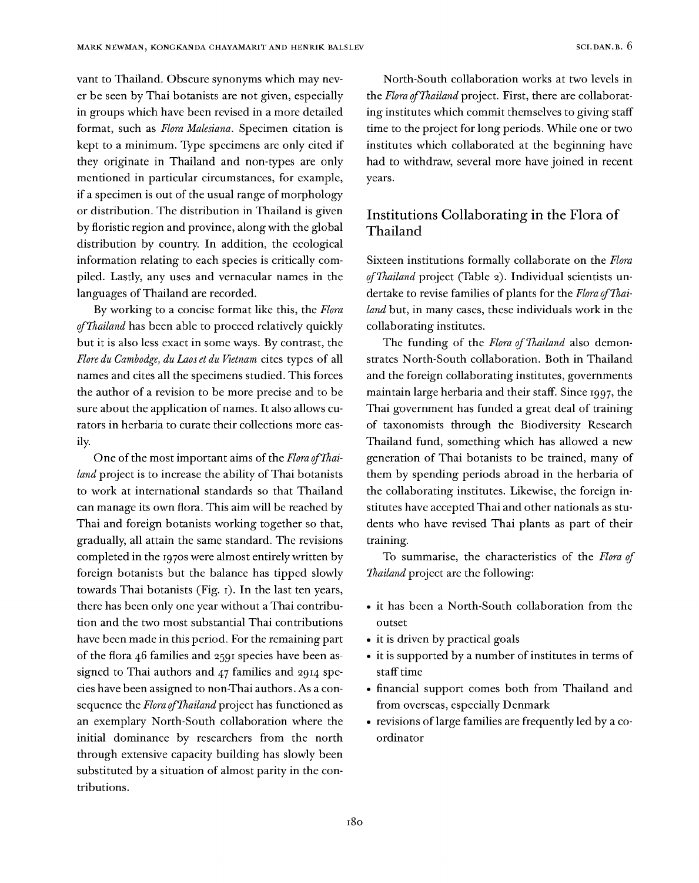vant to Thailand. Obscure synonyms which may never be seen by Thai botanists are not given, especially in groups which have been revised in a more detailed format, such as *Flora Malesiana*. Specimen citation is kept to a minimum. Type specimens are only cited if they originate in Thailand and non-types are only mentioned in particular circumstances, for example, if a specimen is out of the usual range of morphology or distribution. The distribution in Thailand is given by floristic region and province, along with the global distribution by country. In addition, the ecological information relating to each species is critically compiled. Lastly, any uses and vernacular names in the languages of Thailand are recorded.

By working to a concise format like this, the *Flora of Thailand* has been able to proceed relatively quickly but it is also less exact in some ways. By contrast, the *Flore du Cambodge, du Laos et du Vietnam* cites types of all names and cites all the specimens studied. This forces the author of a revision to be more precise and to be sure about the application of names. It also allows curators in herbaria to curate their collections more easily.

One of the most important aims of the *Flora of Thailand* project is to increase the ability of Thai botanists to work at international standards so that Thailand can manage its own flora. This aim will be reached by Thai and foreign botanists working together so that, gradually, all attain the same standard. The revisions completed in the 1970s were almost entirely written by foreign botanists but the balance has tipped slowly towards Thai botanists (Fig. 1). In the last ten years, there has been only one year without a Thai contribution and the two most substantial Thai contributions have been made in this period. For the remaining part of the flora 46 families and 2591 species have been assigned to Thai authors and 47 families and 2914 species have been assigned to non-Thai authors. As a consequence the *Flora of Thailand* project has functioned as an exemplary North-South collaboration where the initial dominance by researchers from the north through extensive capacity building has slowly been substituted by a situation of almost parity in the contributions.

North-South collaboration works at two levels in the *Flora of Thailand* project. First, there are collaborating institutes which commit themselves to giving staff time to the project for long periods. While one or two institutes which collaborated at the beginning have had to withdraw, several more have joined in recent years.

## Institutions Collaborating in the Flora of Thailand

Sixteen institutions formally collaborate on the *Flora of Thailand* project (Table 2). Individual scientists undertake to revise families of plants for the *Flora of Thailand* but, in many cases, these individuals work in the collaborating institutes.

The funding of the *Flora of Thailand* also demonstrates North-South collaboration. Both in Thailand and the foreign collaborating institutes, governments maintain large herbaria and their staff. Since 1997, the Thai government has funded a great deal of training of taxonomists through the Biodiversity Research Thailand fund, something which has allowed a new generation of Thai botanists to be trained, many of them by spending periods abroad in the herbaria of the collaborating institutes. Likewise, the foreign institutes have accepted Thai and other nationals as students who have revised Thai plants as part of their training.

To summarise, the characteristics of the *Flora of Thailand* project are the following:

- it has been a North-South collaboration from the outset
- it is driven by practical goals
- it is supported by a number of institutes in terms of staff time
- financial support comes both from Thailand and from overseas, especially Denmark
- revisions of large families are frequently led by a co-ordinator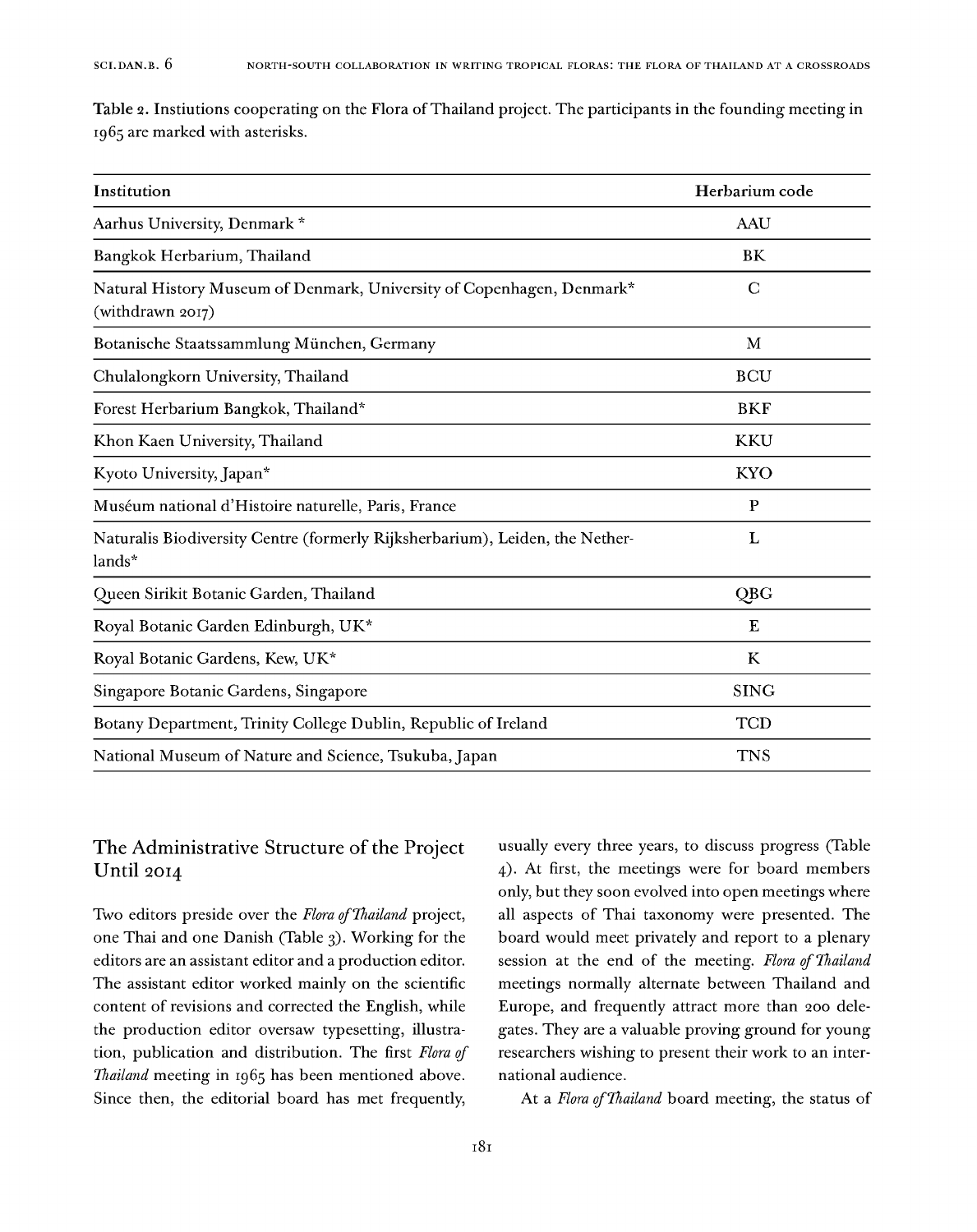**Table 2.** Instiutions cooperating on the Flora of Thailand project. The participants in the founding meeting in 1965 are marked with asterisks.

| Institution | Herbarium code |
|---|---|
| Aarhus University, Denmark * | AAU |
| Bangkok Herbarium, Thailand | BK |
| Natural History Museum of Denmark, University of Copenhagen, Denmark* (withdrawn 2017) | C |
| Botanische Staatssammlung München, Germany | M |
| Chulalongkorn University, Thailand | BCU |
| Forest Herbarium Bangkok, Thailand* | BKF |
| Khon Kaen University, Thailand | KKU |
| Kyoto University, Japan* | KYO |
| Muséum national d'Histoire naturelle, Paris, France | P |
| Naturalis Biodiversity Centre (formerly Rijksherbarium), Leiden, the Netherlands* | L |
| Queen Sirikit Botanic Garden, Thailand | QBG |
| Royal Botanic Garden Edinburgh, UK* | E |
| Royal Botanic Gardens, Kew, UK* | K |
| Singapore Botanic Gardens, Singapore | SING |
| Botany Department, Trinity College Dublin, Republic of Ireland | TCD |
| National Museum of Nature and Science, Tsukuba, Japan | TNS |

## The Administrative Structure of the Project Until 2014

Two editors preside over the *Flora of Thailand* project, one Thai and one Danish (Table 3). Working for the editors are an assistant editor and a production editor. The assistant editor worked mainly on the scientific content of revisions and corrected the English, while the production editor oversaw typesetting, illustration, publication and distribution. The first *Flora of Thailand* meeting in 1965 has been mentioned above. Since then, the editorial board has met frequently, usually every three years, to discuss progress (Table 4). At first, the meetings were for board members only, but they soon evolved into open meetings where all aspects of Thai taxonomy were presented. The board would meet privately and report to a plenary session at the end of the meeting. *Flora of Thailand* meetings normally alternate between Thailand and Europe, and frequently attract more than 200 delegates. They are a valuable proving ground for young researchers wishing to present their work to an international audience.

At a *Flora of Thailand* board meeting, the status of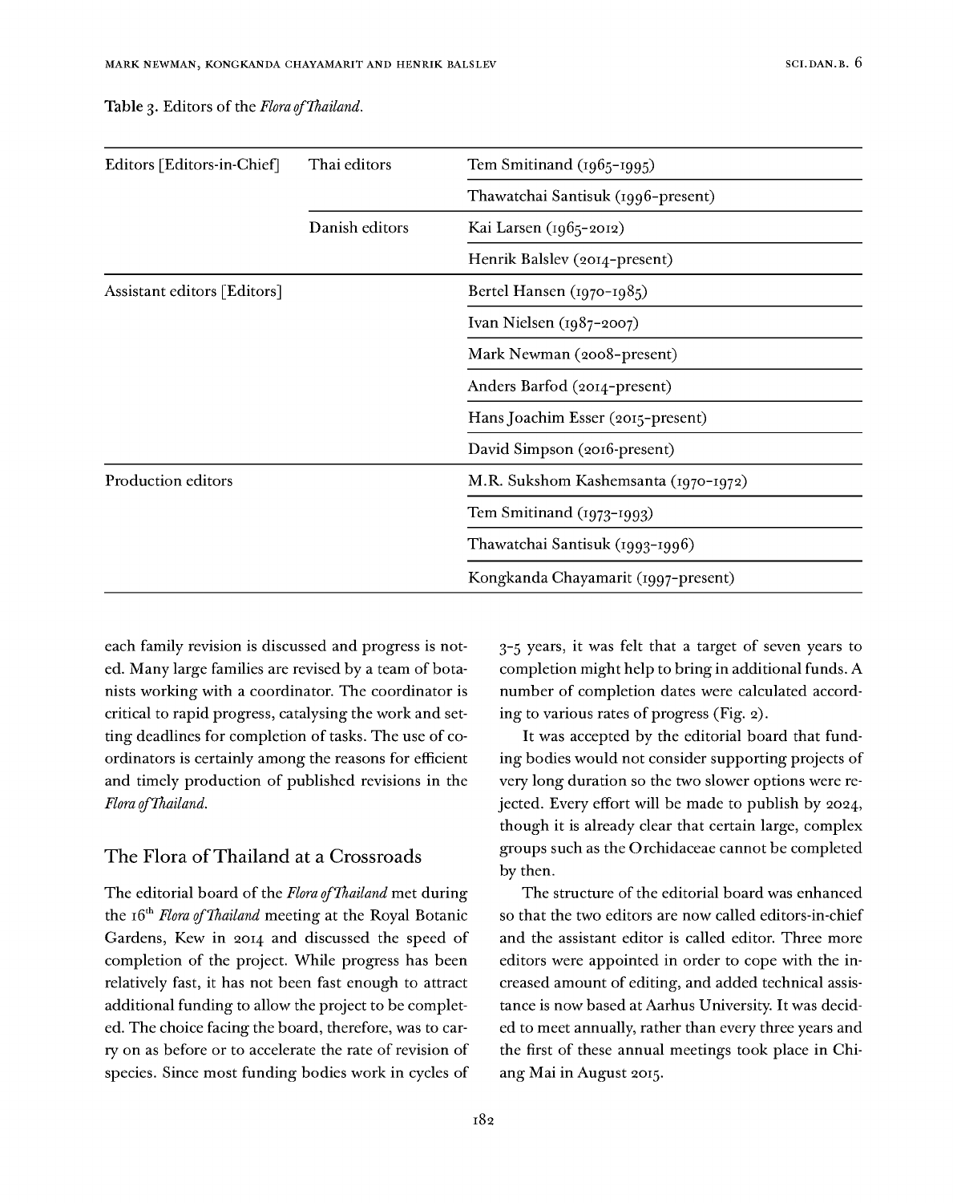**Table 3.** Editors of the *Flora of Thailand*.

| | | |
|---|---|---|
| Editors [Editors-in-Chief] | Thai editors | Tem Smitinand (1965–1995) |
| | | Thawatchai Santisuk (1996-present) |
| | Danish editors | Kai Larsen (1965–2012) |
| | | Henrik Balslev (2014-present) |
| Assistant editors [Editors] | | Bertel Hansen (1970–1985) |
| | | Ivan Nielsen (1987–2007) |
| | | Mark Newman (2008-present) |
| | | Anders Barfod (2014-present) |
| | | Hans Joachim Esser (2015-present) |
| | | David Simpson (2016-present) |
| Production editors | | M.R. Sukshom Kashemsanta (1970–1972) |
| | | Tem Smitinand (1973–1993) |
| | | Thawatchai Santisuk (1993–1996) |
| | | Kongkanda Chayamarit (1997-present) |

each family revision is discussed and progress is noted. Many large families are revised by a team of botanists working with a coordinator. The coordinator is critical to rapid progress, catalysing the work and setting deadlines for completion of tasks. The use of coordinators is certainly among the reasons for efficient and timely production of published revisions in the *Flora of Thailand*.

## The Flora of Thailand at a Crossroads

The editorial board of the *Flora of Thailand* met during the 16th *Flora of Thailand* meeting at the Royal Botanic Gardens, Kew in 2014 and discussed the speed of completion of the project. While progress has been relatively fast, it has not been fast enough to attract additional funding to allow the project to be completed. The choice facing the board, therefore, was to carry on as before or to accelerate the rate of revision of species. Since most funding bodies work in cycles of 3–5 years, it was felt that a target of seven years to completion might help to bring in additional funds. A number of completion dates were calculated according to various rates of progress (Fig. 2).

It was accepted by the editorial board that funding bodies would not consider supporting projects of very long duration so the two slower options were rejected. Every effort will be made to publish by 2024, though it is already clear that certain large, complex groups such as the Orchidaceae cannot be completed by then.

The structure of the editorial board was enhanced so that the two editors are now called editors-in-chief and the assistant editor is called editor. Three more editors were appointed in order to cope with the increased amount of editing, and added technical assistance is now based at Aarhus University. It was decided to meet annually, rather than every three years and the first of these annual meetings took place in Chiang Mai in August 2015.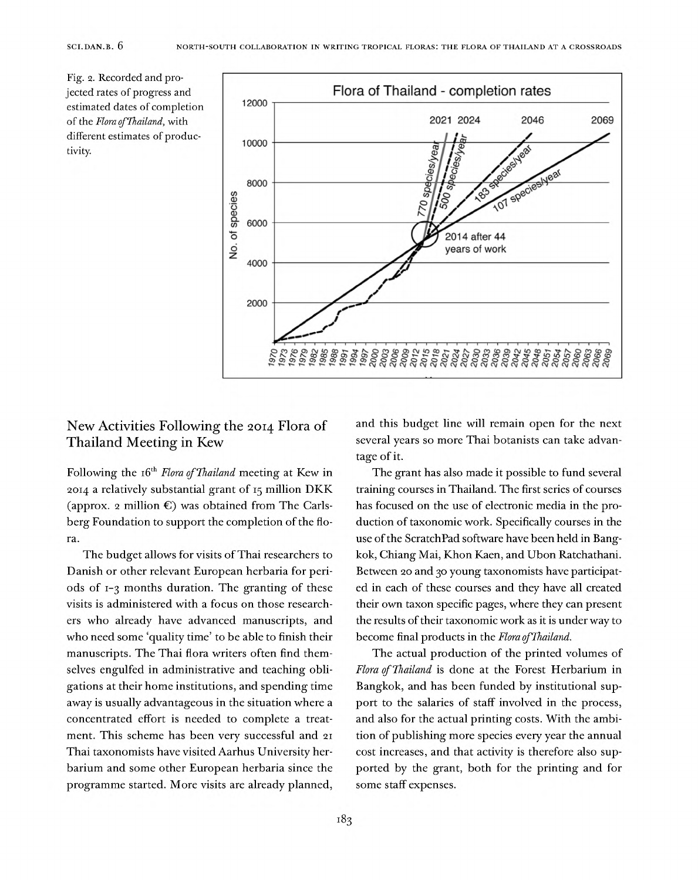Fig. 2. Recorded and projected rates of progress and estimated dates of completion of the *Flora of Thailand*, with different estimates of productivity.

## New Activities Following the 2014 Flora of Thailand Meeting in Kew

Following the 16th *Flora of Thailand* meeting at Kew in 2014 a relatively substantial grant of 15 million DKK (approx. 2 million €) was obtained from The Carlsberg Foundation to support the completion of the flora.

The budget allows for visits of Thai researchers to Danish or other relevant European herbaria for periods of 1–3 months duration. The granting of these visits is administered with a focus on those researchers who already have advanced manuscripts, and who need some 'quality time' to be able to finish their manuscripts. The Thai flora writers often find themselves engulfed in administrative and teaching obligations at their home institutions, and spending time away is usually advantageous in the situation where a concentrated effort is needed to complete a treatment. This scheme has been very successful and 21 Thai taxonomists have visited Aarhus University herbarium and some other European herbaria since the programme started. More visits are already planned, and this budget line will remain open for the next several years so more Thai botanists can take advantage of it.

The grant has also made it possible to fund several training courses in Thailand. The first series of courses has focused on the use of electronic media in the production of taxonomic work. Specifically courses in the use of the ScratchPad software have been held in Bangkok, Chiang Mai, Khon Kaen, and Ubon Ratchathani. Between 20 and 30 young taxonomists have participated in each of these courses and they have all created their own taxon specific pages, where they can present the results of their taxonomic work as it is under way to become final products in the *Flora of Thailand*.

The actual production of the printed volumes of *Flora of Thailand* is done at the Forest Herbarium in Bangkok, and has been funded by institutional support to the salaries of staff involved in the process, and also for the actual printing costs. With the ambition of publishing more species every year the annual cost increases, and that activity is therefore also supported by the grant, both for the printing and for some staff expenses.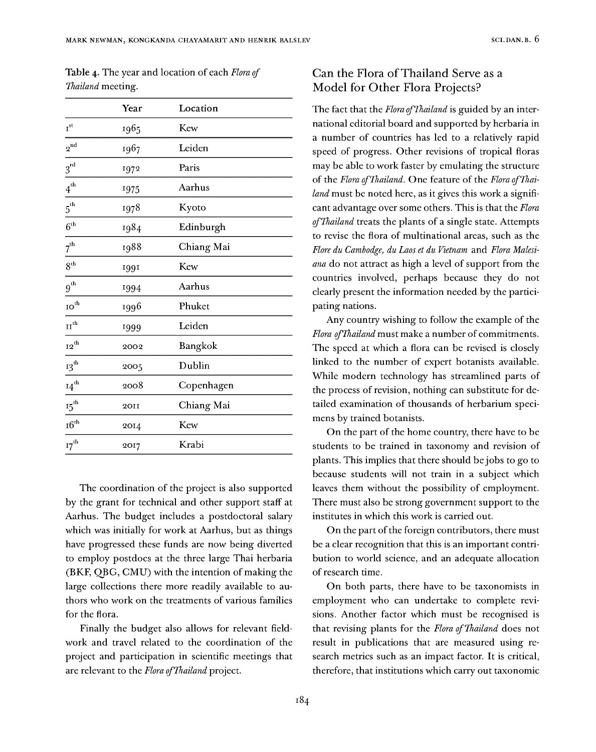Table 4. The year and location of each *Flora of Thailand* meeting.

| | Year | Location |
|---|---|---|
| 1st | 1965 | Kew |
| 2nd | 1967 | Leiden |
| 3rd | 1972 | Paris |
| 4th | 1975 | Aarhus |
| 5th | 1978 | Kyoto |
| 6th | 1984 | Edinburgh |
| 7th | 1988 | Chiang Mai |
| 8th | 1991 | Kew |
| 9th | 1994 | Aarhus |
| 10th | 1996 | Phuket |
| 11th | 1999 | Leiden |
| 12th | 2002 | Bangkok |
| 13th | 2005 | Dublin |
| 14th | 2008 | Copenhagen |
| 15th | 2011 | Chiang Mai |
| 16th | 2014 | Kew |
| 17th | 2017 | Krabi |

The coordination of the project is also supported by the grant for technical and other support staff at Aarhus. The budget includes a postdoctoral salary which was initially for work at Aarhus, but as things have progressed these funds are now being diverted to employ postdocs at the three large Thai herbaria (BKF, QBG, CMU) with the intention of making the large collections there more readily available to authors who work on the treatments of various families for the flora.

Finally the budget also allows for relevant fieldwork and travel related to the coordination of the project and participation in scientific meetings that are relevant to the *Flora of Thailand* project.

## Can the Flora of Thailand Serve as a Model for Other Flora Projects?

The fact that the *Flora of Thailand* is guided by an international editorial board and supported by herbaria in a number of countries has led to a relatively rapid speed of progress. Other revisions of tropical floras may be able to work faster by emulating the structure of the *Flora of Thailand*. One feature of the *Flora of Thailand* must be noted here, as it gives this work a significant advantage over some others. This is that the *Flora of Thailand* treats the plants of a single state. Attempts to revise the flora of multinational areas, such as the *Flore du Cambodge, du Laos et du Vietnam* and *Flora Malesiana* do not attract as high a level of support from the countries involved, perhaps because they do not clearly present the information needed by the participating nations.

Any country wishing to follow the example of the *Flora of Thailand* must make a number of commitments. The speed at which a flora can be revised is closely linked to the number of expert botanists available. While modern technology has streamlined parts of the process of revision, nothing can substitute for detailed examination of thousands of herbarium specimens by trained botanists.

On the part of the home country, there have to be students to be trained in taxonomy and revision of plants. This implies that there should be jobs to go to because students will not train in a subject which leaves them without the possibility of employment. There must also be strong government support to the institutes in which this work is carried out.

On the part of the foreign contributors, there must be a clear recognition that this is an important contribution to world science, and an adequate allocation of research time.

On both parts, there have to be taxonomists in employment who can undertake to complete revisions. Another factor which must be recognised is that revising plants for the *Flora of Thailand* does not result in publications that are measured using research metrics such as an impact factor. It is critical, therefore, that institutions which carry out taxonomic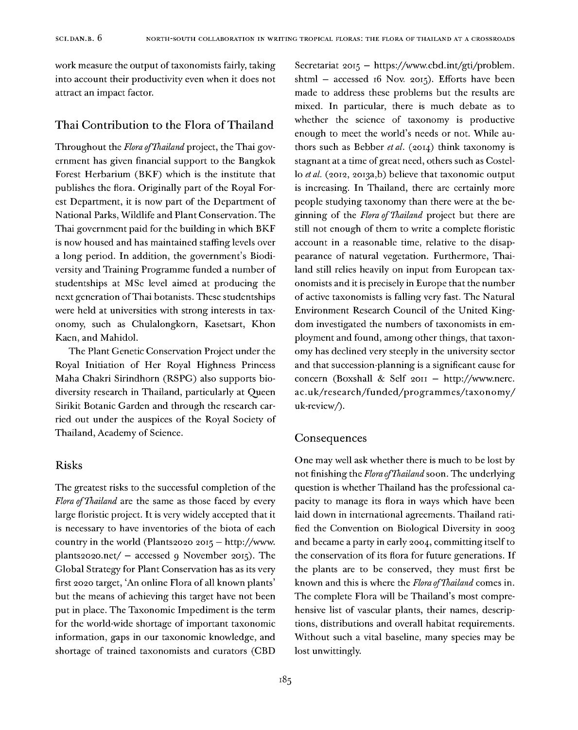work measure the output of taxonomists fairly, taking into account their productivity even when it does not attract an impact factor.

## Thai Contribution to the Flora of Thailand

Throughout the *Flora of Thailand* project, the Thai government has given financial support to the Bangkok Forest Herbarium (BKF) which is the institute that publishes the flora. Originally part of the Royal Forest Department, it is now part of the Department of National Parks, Wildlife and Plant Conservation. The Thai government paid for the building in which BKF is now housed and has maintained staffing levels over a long period. In addition, the government's Biodiversity and Training Programme funded a number of studentships at MSc level aimed at producing the next generation of Thai botanists. These studentships were held at universities with strong interests in taxonomy, such as Chulalongkorn, Kasetsart, Khon Kaen, and Mahidol.

The Plant Genetic Conservation Project under the Royal Initiation of Her Royal Highness Princess Maha Chakri Sirindhorn (RSPG) also supports biodiversity research in Thailand, particularly at Queen Sirikit Botanic Garden and through the research carried out under the auspices of the Royal Society of Thailand, Academy of Science.

## Risks

The greatest risks to the successful completion of the *Flora of Thailand* are the same as those faced by every large floristic project. It is very widely accepted that it is necessary to have inventories of the biota of each country in the world (Plants2020 2015 – http://www.plants2020.net/ – accessed 9 November 2015). The Global Strategy for Plant Conservation has as its very first 2020 target, 'An online Flora of all known plants' but the means of achieving this target have not been put in place. The Taxonomic Impediment is the term for the world-wide shortage of important taxonomic information, gaps in our taxonomic knowledge, and shortage of trained taxonomists and curators (CBD Secretariat 2015 – https://www.cbd.int/gti/problem.shtml – accessed 16 Nov. 2015). Efforts have been made to address these problems but the results are mixed. In particular, there is much debate as to whether the science of taxonomy is productive enough to meet the world's needs or not. While authors such as Bebber *et al.* (2014) think taxonomy is stagnant at a time of great need, others such as Costello *et al.* (2012, 2013a,b) believe that taxonomic output is increasing. In Thailand, there are certainly more people studying taxonomy than there were at the beginning of the *Flora of Thailand* project but there are still not enough of them to write a complete floristic account in a reasonable time, relative to the disappearance of natural vegetation. Furthermore, Thailand still relies heavily on input from European taxonomists and it is precisely in Europe that the number of active taxonomists is falling very fast. The Natural Environment Research Council of the United Kingdom investigated the numbers of taxonomists in employment and found, among other things, that taxonomy has declined very steeply in the university sector and that succession-planning is a significant cause for concern (Boxshall & Self 2011 – http://www.nerc.ac.uk/research/funded/programmes/taxonomy/uk-review/).

## Consequences

One may well ask whether there is much to be lost by not finishing the *Flora of Thailand* soon. The underlying question is whether Thailand has the professional capacity to manage its flora in ways which have been laid down in international agreements. Thailand ratified the Convention on Biological Diversity in 2003 and became a party in early 2004, committing itself to the conservation of its flora for future generations. If the plants are to be conserved, they must first be known and this is where the *Flora of Thailand* comes in. The complete Flora will be Thailand's most comprehensive list of vascular plants, their names, descriptions, distributions and overall habitat requirements. Without such a vital baseline, many species may be lost unwittingly.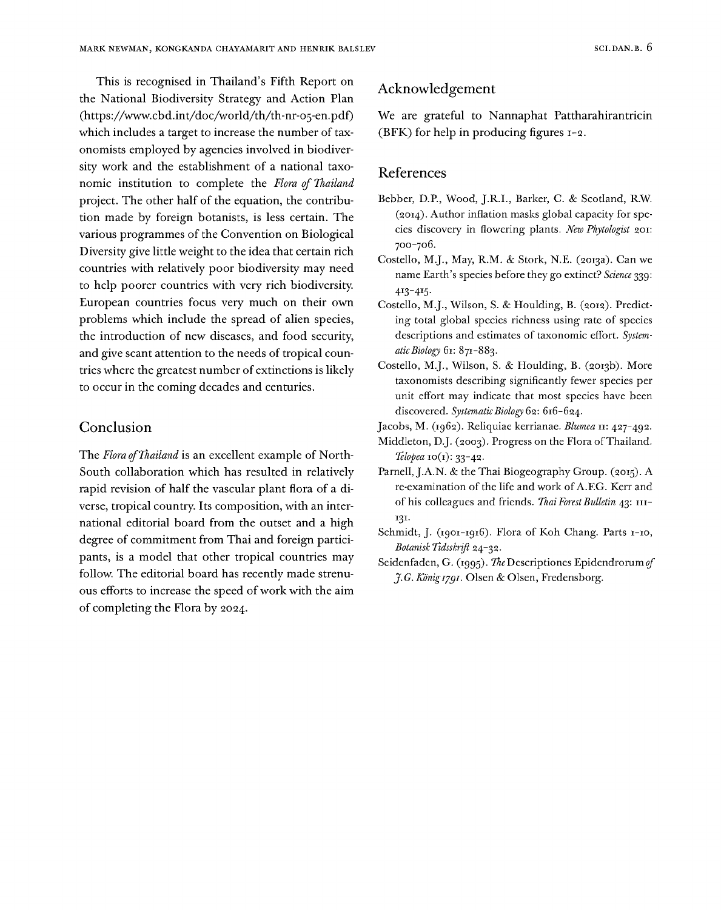This is recognised in Thailand's Fifth Report on the National Biodiversity Strategy and Action Plan (https://www.cbd.int/doc/world/th/th-nr-05-en.pdf) which includes a target to increase the number of taxonomists employed by agencies involved in biodiversity work and the establishment of a national taxonomic institution to complete the *Flora of Thailand* project. The other half of the equation, the contribution made by foreign botanists, is less certain. The various programmes of the Convention on Biological Diversity give little weight to the idea that certain rich countries with relatively poor biodiversity may need to help poorer countries with very rich biodiversity. European countries focus very much on their own problems which include the spread of alien species, the introduction of new diseases, and food security, and give scant attention to the needs of tropical countries where the greatest number of extinctions is likely to occur in the coming decades and centuries.

## Conclusion

The *Flora of Thailand* is an excellent example of North-South collaboration which has resulted in relatively rapid revision of half the vascular plant flora of a diverse, tropical country. Its composition, with an international editorial board from the outset and a high degree of commitment from Thai and foreign participants, is a model that other tropical countries may follow. The editorial board has recently made strenuous efforts to increase the speed of work with the aim of completing the Flora by 2024.

## Acknowledgement

We are grateful to Nannaphat Pattharahirantricin (BFK) for help in producing figures 1–2.

## References

Bebber, D.P., Wood, J.R.I., Barker, C. & Scotland, R.W. (2014). Author inflation masks global capacity for species discovery in flowering plants. *New Phytologist* 201: 700–706.

Costello, M.J., May, R.M. & Stork, N.E. (2013a). Can we name Earth's species before they go extinct? *Science* 339: 413–415.

Costello, M.J., Wilson, S. & Houlding, B. (2012). Predicting total global species richness using rate of species descriptions and estimates of taxonomic effort. *Systematic Biology* 61: 871–883.

Costello, M.J., Wilson, S. & Houlding, B. (2013b). More taxonomists describing significantly fewer species per unit effort may indicate that most species have been discovered. *Systematic Biology* 62: 616–624.

Jacobs, M. (1962). Reliquiae kerrianae. *Blumea* 11: 427–492.

Middleton, D.J. (2003). Progress on the Flora of Thailand. *Telopea* 10(1): 33–42.

Parnell, J.A.N. & the Thai Biogeography Group. (2015). A re-examination of the life and work of A.F.G. Kerr and of his colleagues and friends. *Thai Forest Bulletin* 43: 111–131.

Schmidt, J. (1901–1916). Flora of Koh Chang. Parts 1–10, *Botanisk Tidsskrift* 24–32.

Seidenfaden, G. (1995). *The* Descriptiones Epidendrorum *of J.G. König 1791*. Olsen & Olsen, Fredensborg.